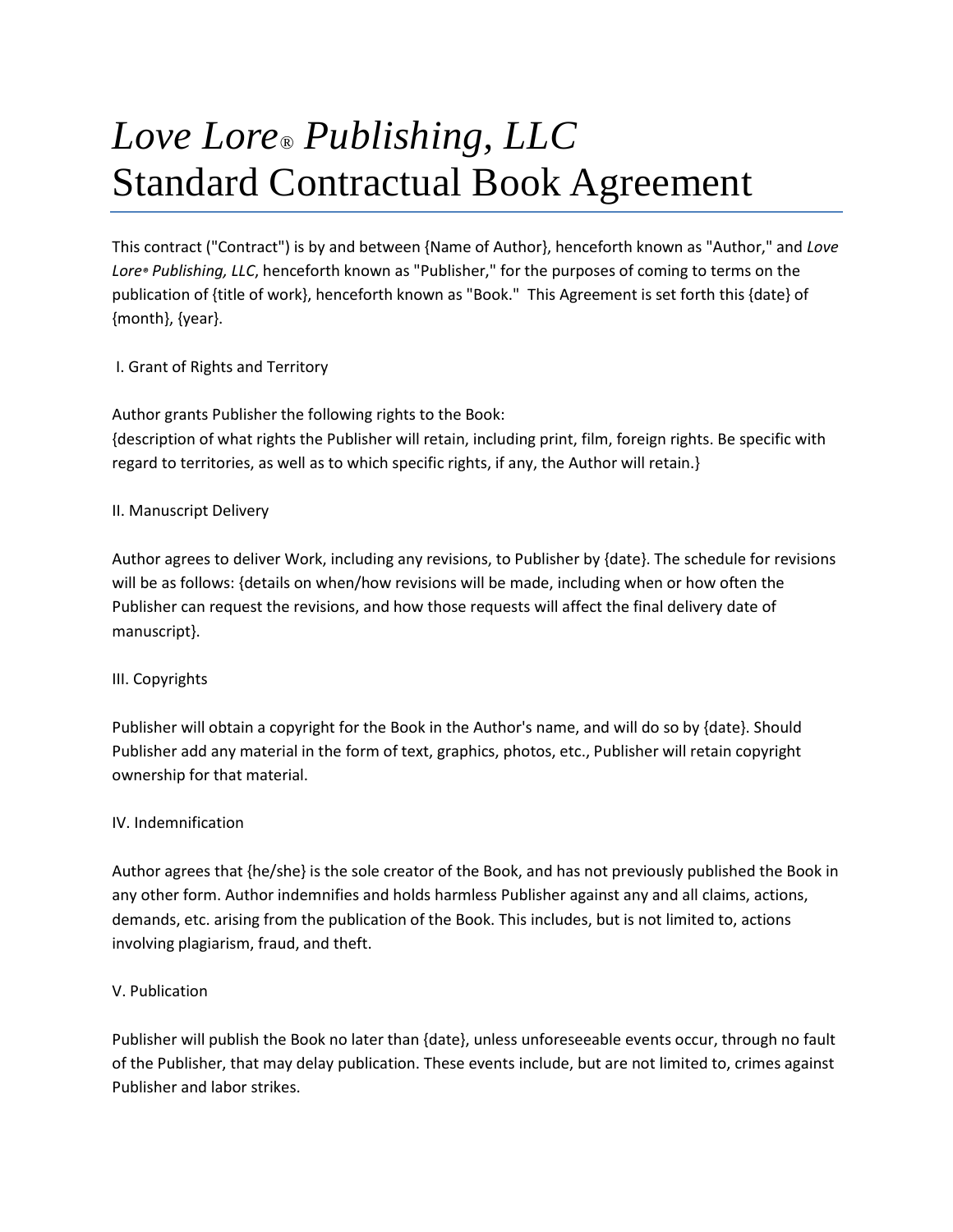# *Love Lore® Publishing, LLC* Standard Contractual Book Agreement

This contract ("Contract") is by and between {Name of Author}, henceforth known as "Author," and *Love Lore® Publishing, LLC*, henceforth known as "Publisher," for the purposes of coming to terms on the publication of {title of work}, henceforth known as "Book." This Agreement is set forth this {date} of {month}, {year}.

I. Grant of Rights and Territory

Author grants Publisher the following rights to the Book:
{description of what rights the Publisher will retain, including print, film, foreign rights. Be specific with regard to territories, as well as to which specific rights, if any, the Author will retain.}

II. Manuscript Delivery

Author agrees to deliver Work, including any revisions, to Publisher by {date}. The schedule for revisions will be as follows: {details on when/how revisions will be made, including when or how often the Publisher can request the revisions, and how those requests will affect the final delivery date of manuscript}.

III. Copyrights

Publisher will obtain a copyright for the Book in the Author's name, and will do so by {date}. Should Publisher add any material in the form of text, graphics, photos, etc., Publisher will retain copyright ownership for that material.

IV. Indemnification

Author agrees that {he/she} is the sole creator of the Book, and has not previously published the Book in any other form. Author indemnifies and holds harmless Publisher against any and all claims, actions, demands, etc. arising from the publication of the Book. This includes, but is not limited to, actions involving plagiarism, fraud, and theft.

V. Publication

Publisher will publish the Book no later than {date}, unless unforeseeable events occur, through no fault of the Publisher, that may delay publication. These events include, but are not limited to, crimes against Publisher and labor strikes.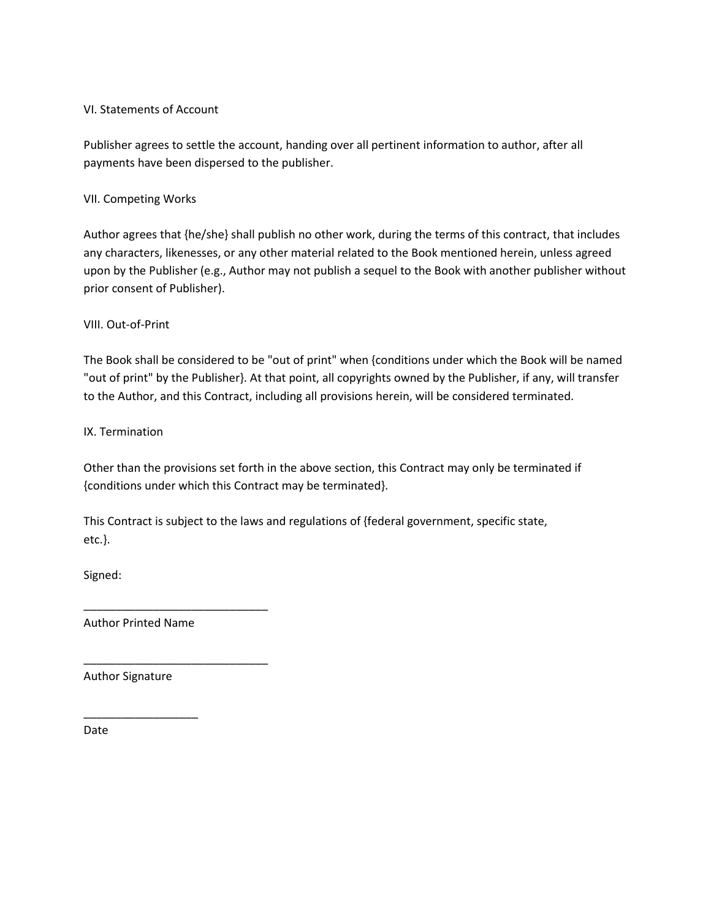VI. Statements of Account

Publisher agrees to settle the account, handing over all pertinent information to author, after all payments have been dispersed to the publisher.

VII. Competing Works

Author agrees that {he/she} shall publish no other work, during the terms of this contract, that includes any characters, likenesses, or any other material related to the Book mentioned herein, unless agreed upon by the Publisher (e.g., Author may not publish a sequel to the Book with another publisher without prior consent of Publisher).

VIII. Out-of-Print

The Book shall be considered to be "out of print" when {conditions under which the Book will be named "out of print" by the Publisher}. At that point, all copyrights owned by the Publisher, if any, will transfer to the Author, and this Contract, including all provisions herein, will be considered terminated.

IX. Termination

Other than the provisions set forth in the above section, this Contract may only be terminated if {conditions under which this Contract may be terminated}.

This Contract is subject to the laws and regulations of {federal government, specific state, etc.}.

Signed:

_____________________________
Author Printed Name

_____________________________
Author Signature

__________________
Date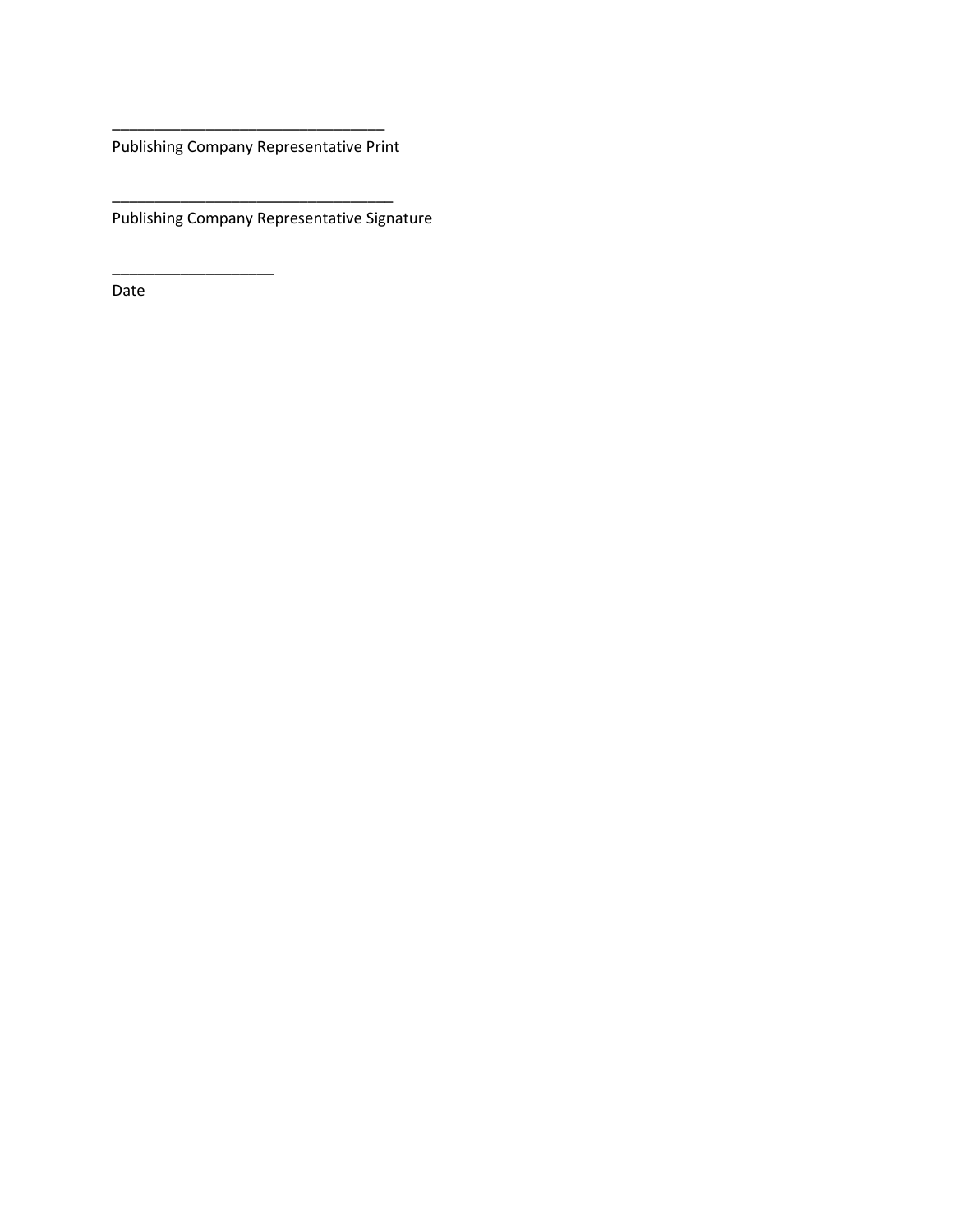_________________________________
Publishing Company Representative Print

__________________________________
Publishing Company Representative Signature

____________________
Date